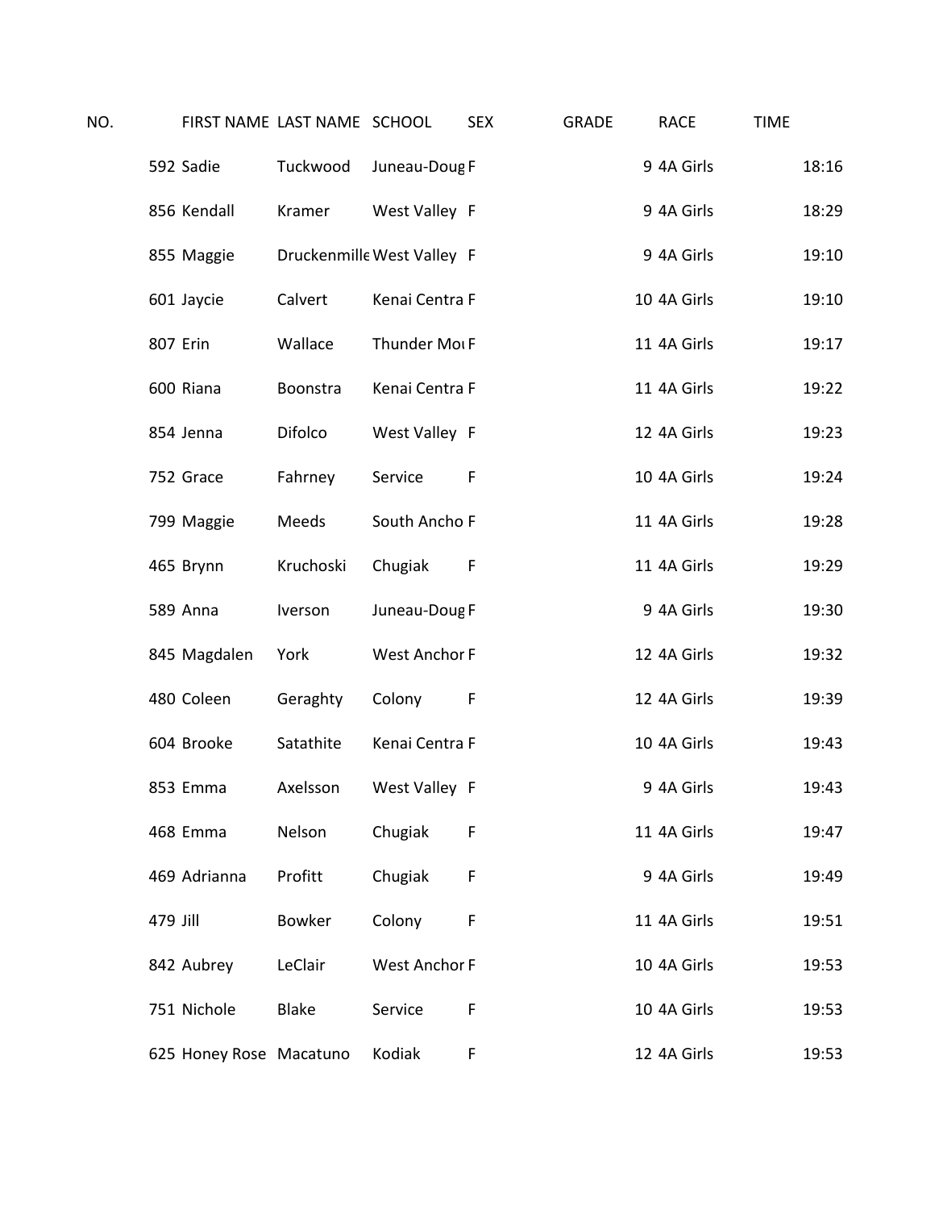| NO. | FIRST NAME | LAST NAME | SCHOOL | SEX | GRADE | RACE | TIME |
|---|---|---|---|---|---|---|---|
| 592 | Sadie | Tuckwood | Juneau-Doug | F | 9 | 4A Girls | 18:16 |
| 856 | Kendall | Kramer | West Valley | F | 9 | 4A Girls | 18:29 |
| 855 | Maggie | Druckenmille | West Valley | F | 9 | 4A Girls | 19:10 |
| 601 | Jaycie | Calvert | Kenai Centra | F | 10 | 4A Girls | 19:10 |
| 807 | Erin | Wallace | Thunder Mou | F | 11 | 4A Girls | 19:17 |
| 600 | Riana | Boonstra | Kenai Centra | F | 11 | 4A Girls | 19:22 |
| 854 | Jenna | Difolco | West Valley | F | 12 | 4A Girls | 19:23 |
| 752 | Grace | Fahrney | Service | F | 10 | 4A Girls | 19:24 |
| 799 | Maggie | Meeds | South Ancho | F | 11 | 4A Girls | 19:28 |
| 465 | Brynn | Kruchoski | Chugiak | F | 11 | 4A Girls | 19:29 |
| 589 | Anna | Iverson | Juneau-Doug | F | 9 | 4A Girls | 19:30 |
| 845 | Magdalen | York | West Anchor | F | 12 | 4A Girls | 19:32 |
| 480 | Coleen | Geraghty | Colony | F | 12 | 4A Girls | 19:39 |
| 604 | Brooke | Satathite | Kenai Centra | F | 10 | 4A Girls | 19:43 |
| 853 | Emma | Axelsson | West Valley | F | 9 | 4A Girls | 19:43 |
| 468 | Emma | Nelson | Chugiak | F | 11 | 4A Girls | 19:47 |
| 469 | Adrianna | Profitt | Chugiak | F | 9 | 4A Girls | 19:49 |
| 479 | Jill | Bowker | Colony | F | 11 | 4A Girls | 19:51 |
| 842 | Aubrey | LeClair | West Anchor | F | 10 | 4A Girls | 19:53 |
| 751 | Nichole | Blake | Service | F | 10 | 4A Girls | 19:53 |
| 625 | Honey Rose | Macatuno | Kodiak | F | 12 | 4A Girls | 19:53 |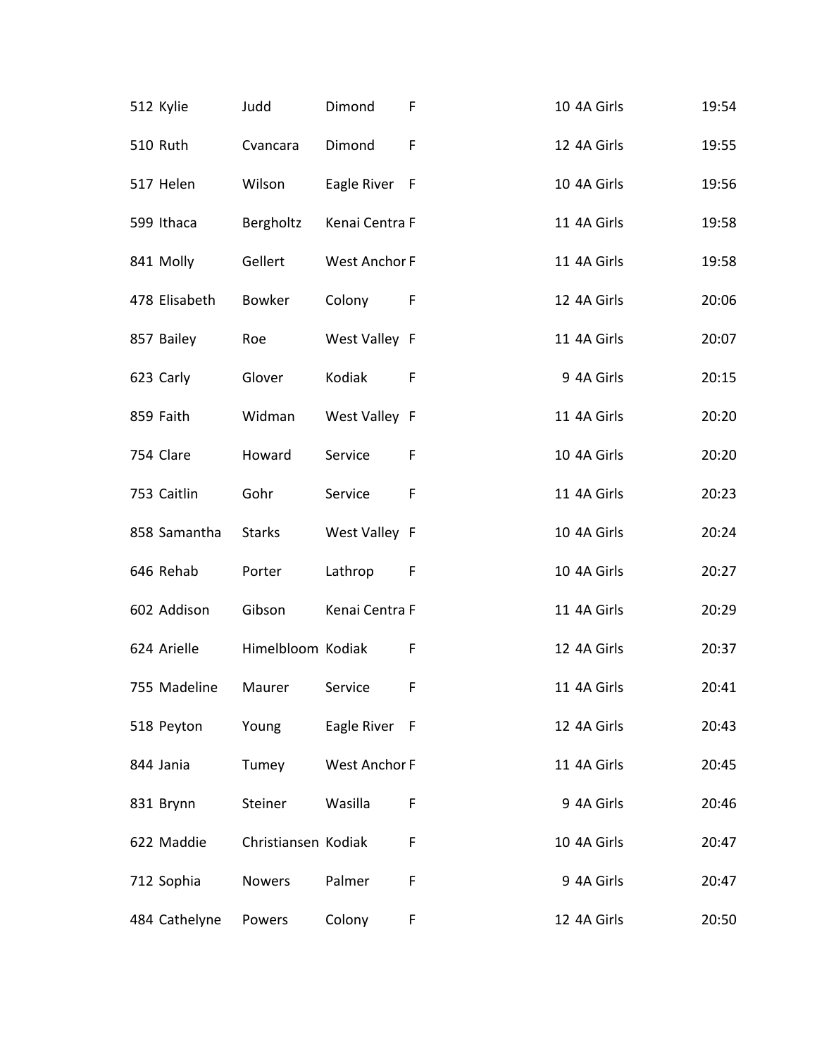| | | | | | | | |
|---|---|---|---|---|---|---|---|
| 512 | Kylie | Judd | Dimond | F | 10 | 4A Girls | 19:54 |
| 510 | Ruth | Cvancara | Dimond | F | 12 | 4A Girls | 19:55 |
| 517 | Helen | Wilson | Eagle River | F | 10 | 4A Girls | 19:56 |
| 599 | Ithaca | Bergholtz | Kenai Centra | F | 11 | 4A Girls | 19:58 |
| 841 | Molly | Gellert | West Anchor | F | 11 | 4A Girls | 19:58 |
| 478 | Elisabeth | Bowker | Colony | F | 12 | 4A Girls | 20:06 |
| 857 | Bailey | Roe | West Valley | F | 11 | 4A Girls | 20:07 |
| 623 | Carly | Glover | Kodiak | F | 9 | 4A Girls | 20:15 |
| 859 | Faith | Widman | West Valley | F | 11 | 4A Girls | 20:20 |
| 754 | Clare | Howard | Service | F | 10 | 4A Girls | 20:20 |
| 753 | Caitlin | Gohr | Service | F | 11 | 4A Girls | 20:23 |
| 858 | Samantha | Starks | West Valley | F | 10 | 4A Girls | 20:24 |
| 646 | Rehab | Porter | Lathrop | F | 10 | 4A Girls | 20:27 |
| 602 | Addison | Gibson | Kenai Centra | F | 11 | 4A Girls | 20:29 |
| 624 | Arielle | Himelbloom | Kodiak | F | 12 | 4A Girls | 20:37 |
| 755 | Madeline | Maurer | Service | F | 11 | 4A Girls | 20:41 |
| 518 | Peyton | Young | Eagle River | F | 12 | 4A Girls | 20:43 |
| 844 | Jania | Tumey | West Anchor | F | 11 | 4A Girls | 20:45 |
| 831 | Brynn | Steiner | Wasilla | F | 9 | 4A Girls | 20:46 |
| 622 | Maddie | Christiansen | Kodiak | F | 10 | 4A Girls | 20:47 |
| 712 | Sophia | Nowers | Palmer | F | 9 | 4A Girls | 20:47 |
| 484 | Cathelyne | Powers | Colony | F | 12 | 4A Girls | 20:50 |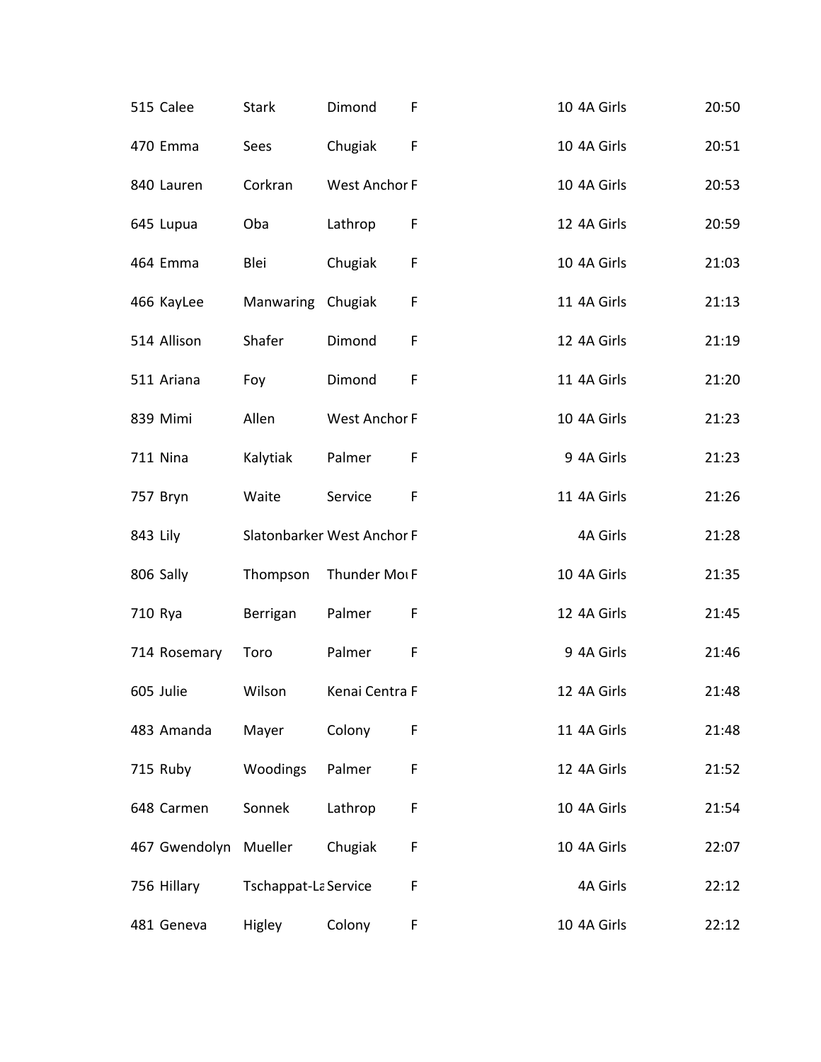| | | | | | | | |
|---|---|---|---|---|---|---|---|
| 515 | Calee | Stark | Dimond | F | 10 | 4A Girls | 20:50 |
| 470 | Emma | Sees | Chugiak | F | 10 | 4A Girls | 20:51 |
| 840 | Lauren | Corkran | West Anchor | F | 10 | 4A Girls | 20:53 |
| 645 | Lupua | Oba | Lathrop | F | 12 | 4A Girls | 20:59 |
| 464 | Emma | Blei | Chugiak | F | 10 | 4A Girls | 21:03 |
| 466 | KayLee | Manwaring | Chugiak | F | 11 | 4A Girls | 21:13 |
| 514 | Allison | Shafer | Dimond | F | 12 | 4A Girls | 21:19 |
| 511 | Ariana | Foy | Dimond | F | 11 | 4A Girls | 21:20 |
| 839 | Mimi | Allen | West Anchor | F | 10 | 4A Girls | 21:23 |
| 711 | Nina | Kalytiak | Palmer | F | 9 | 4A Girls | 21:23 |
| 757 | Bryn | Waite | Service | F | 11 | 4A Girls | 21:26 |
| 843 | Lily | Slatonbarker | West Anchor | F | | 4A Girls | 21:28 |
| 806 | Sally | Thompson | Thunder Mo | F | 10 | 4A Girls | 21:35 |
| 710 | Rya | Berrigan | Palmer | F | 12 | 4A Girls | 21:45 |
| 714 | Rosemary | Toro | Palmer | F | 9 | 4A Girls | 21:46 |
| 605 | Julie | Wilson | Kenai Centra | F | 12 | 4A Girls | 21:48 |
| 483 | Amanda | Mayer | Colony | F | 11 | 4A Girls | 21:48 |
| 715 | Ruby | Woodings | Palmer | F | 12 | 4A Girls | 21:52 |
| 648 | Carmen | Sonnek | Lathrop | F | 10 | 4A Girls | 21:54 |
| 467 | Gwendolyn | Mueller | Chugiak | F | 10 | 4A Girls | 22:07 |
| 756 | Hillary | Tschappat-La | Service | F | | 4A Girls | 22:12 |
| 481 | Geneva | Higley | Colony | F | 10 | 4A Girls | 22:12 |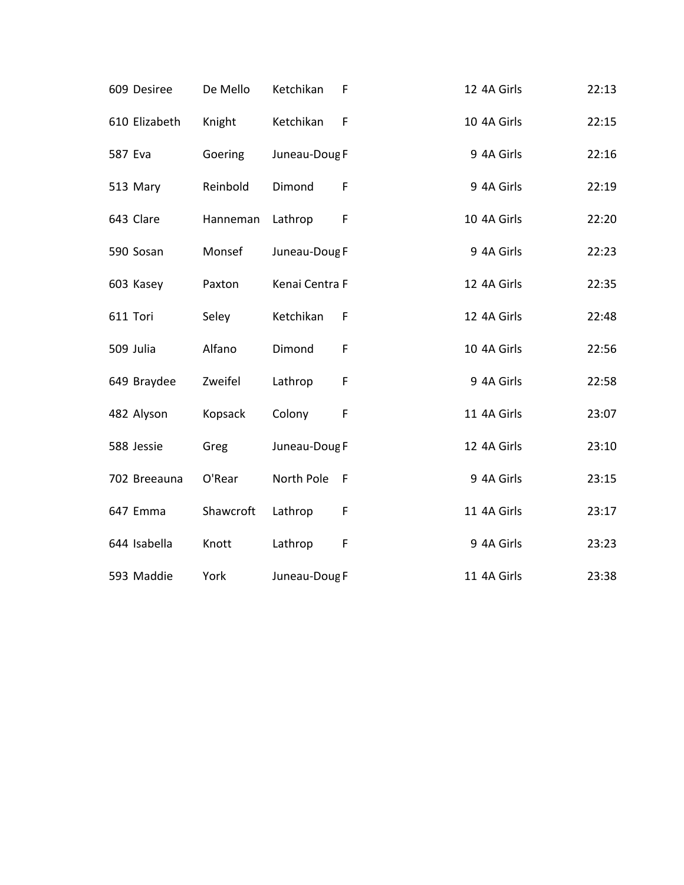| | | | | | | | |
|---|---|---|---|---|---|---|---|
| 609 | Desiree | De Mello | Ketchikan | F | 12 | 4A Girls | 22:13 |
| 610 | Elizabeth | Knight | Ketchikan | F | 10 | 4A Girls | 22:15 |
| 587 | Eva | Goering | Juneau-Doug | F | 9 | 4A Girls | 22:16 |
| 513 | Mary | Reinbold | Dimond | F | 9 | 4A Girls | 22:19 |
| 643 | Clare | Hanneman | Lathrop | F | 10 | 4A Girls | 22:20 |
| 590 | Sosan | Monsef | Juneau-Doug | F | 9 | 4A Girls | 22:23 |
| 603 | Kasey | Paxton | Kenai Centra | F | 12 | 4A Girls | 22:35 |
| 611 | Tori | Seley | Ketchikan | F | 12 | 4A Girls | 22:48 |
| 509 | Julia | Alfano | Dimond | F | 10 | 4A Girls | 22:56 |
| 649 | Braydee | Zweifel | Lathrop | F | 9 | 4A Girls | 22:58 |
| 482 | Alyson | Kopsack | Colony | F | 11 | 4A Girls | 23:07 |
| 588 | Jessie | Greg | Juneau-Doug | F | 12 | 4A Girls | 23:10 |
| 702 | Breeauna | O'Rear | North Pole | F | 9 | 4A Girls | 23:15 |
| 647 | Emma | Shawcroft | Lathrop | F | 11 | 4A Girls | 23:17 |
| 644 | Isabella | Knott | Lathrop | F | 9 | 4A Girls | 23:23 |
| 593 | Maddie | York | Juneau-Doug | F | 11 | 4A Girls | 23:38 |